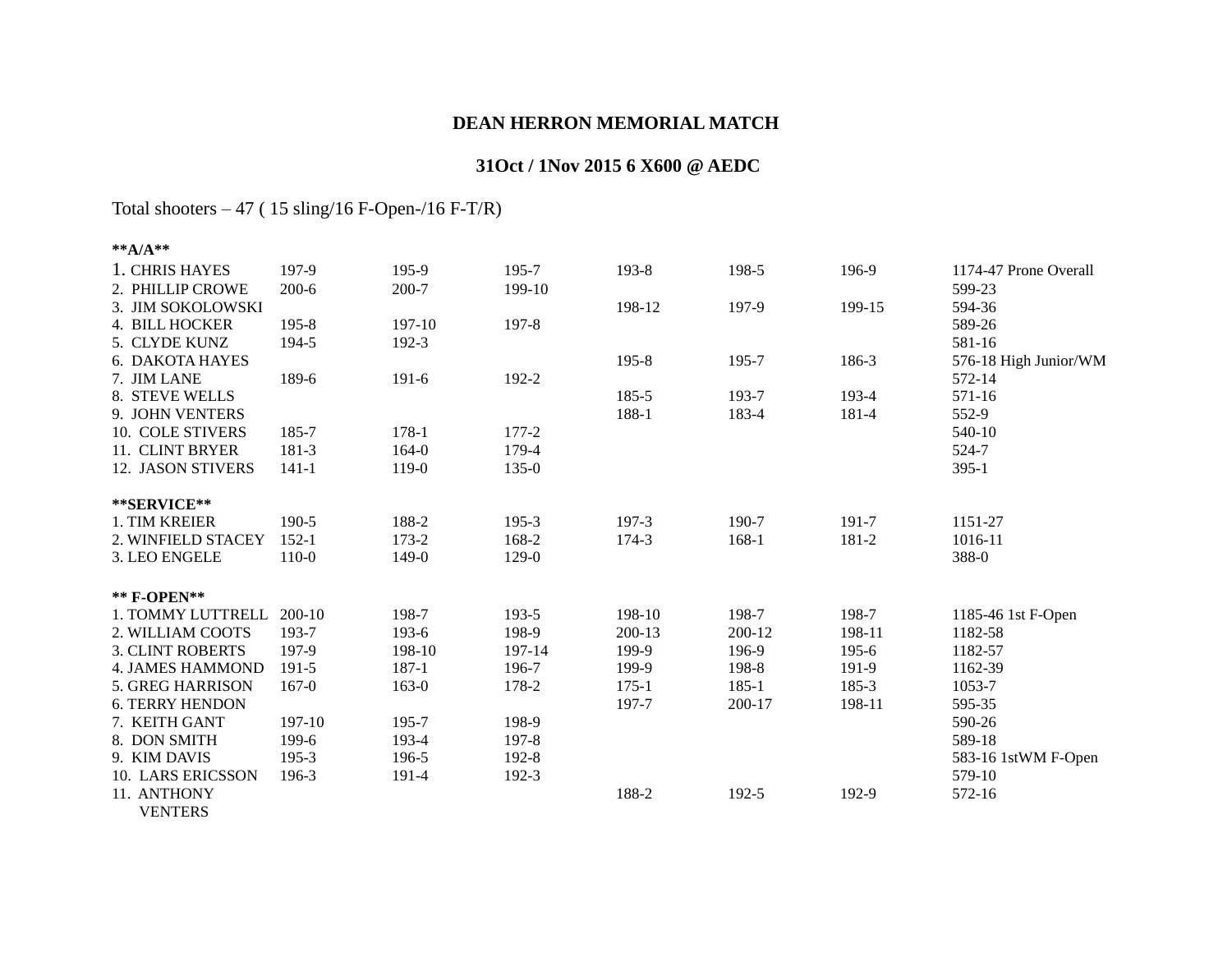**DEAN HERRON MEMORIAL MATCH**

**31Oct / 1Nov 2015 6 X600 @ AEDC**

Total shooters – 47 ( 15 sling/16 F-Open-/16 F-T/R)

| **\*\*A/A\*\*** | | | | | | | |
|---|---|---|---|---|---|---|---|
| 1. CHRIS HAYES | 197-9 | 195-9 | 195-7 | 193-8 | 198-5 | 196-9 | 1174-47 Prone Overall |
| 2. PHILLIP CROWE | 200-6 | 200-7 | 199-10 | | | | 599-23 |
| 3. JIM SOKOLOWSKI | | | | 198-12 | 197-9 | 199-15 | 594-36 |
| 4. BILL HOCKER | 195-8 | 197-10 | 197-8 | | | | 589-26 |
| 5. CLYDE KUNZ | 194-5 | 192-3 | | | | | 581-16 |
| 6. DAKOTA HAYES | | | | 195-8 | 195-7 | 186-3 | 576-18 High Junior/WM |
| 7. JIM LANE | 189-6 | 191-6 | 192-2 | | | | 572-14 |
| 8. STEVE WELLS | | | | 185-5 | 193-7 | 193-4 | 571-16 |
| 9. JOHN VENTERS | | | | 188-1 | 183-4 | 181-4 | 552-9 |
| 10. COLE STIVERS | 185-7 | 178-1 | 177-2 | | | | 540-10 |
| 11. CLINT BRYER | 181-3 | 164-0 | 179-4 | | | | 524-7 |
| 12. JASON STIVERS | 141-1 | 119-0 | 135-0 | | | | 395-1 |
| | | | | | | | |
| **\*\*SERVICE\*\*** | | | | | | | |
| 1. TIM KREIER | 190-5 | 188-2 | 195-3 | 197-3 | 190-7 | 191-7 | 1151-27 |
| 2. WINFIELD STACEY | 152-1 | 173-2 | 168-2 | 174-3 | 168-1 | 181-2 | 1016-11 |
| 3. LEO ENGELE | 110-0 | 149-0 | 129-0 | | | | 388-0 |
| | | | | | | | |
| **\*\* F-OPEN\*\*** | | | | | | | |
| 1. TOMMY LUTTRELL | 200-10 | 198-7 | 193-5 | 198-10 | 198-7 | 198-7 | 1185-46 1st F-Open |
| 2. WILLIAM COOTS | 193-7 | 193-6 | 198-9 | 200-13 | 200-12 | 198-11 | 1182-58 |
| 3. CLINT ROBERTS | 197-9 | 198-10 | 197-14 | 199-9 | 196-9 | 195-6 | 1182-57 |
| 4. JAMES HAMMOND | 191-5 | 187-1 | 196-7 | 199-9 | 198-8 | 191-9 | 1162-39 |
| 5. GREG HARRISON | 167-0 | 163-0 | 178-2 | 175-1 | 185-1 | 185-3 | 1053-7 |
| 6. TERRY HENDON | | | | 197-7 | 200-17 | 198-11 | 595-35 |
| 7. KEITH GANT | 197-10 | 195-7 | 198-9 | | | | 590-26 |
| 8. DON SMITH | 199-6 | 193-4 | 197-8 | | | | 589-18 |
| 9. KIM DAVIS | 195-3 | 196-5 | 192-8 | | | | 583-16 1stWM F-Open |
| 10. LARS ERICSSON | 196-3 | 191-4 | 192-3 | | | | 579-10 |
| 11. ANTHONY VENTERS | | | | 188-2 | 192-5 | 192-9 | 572-16 |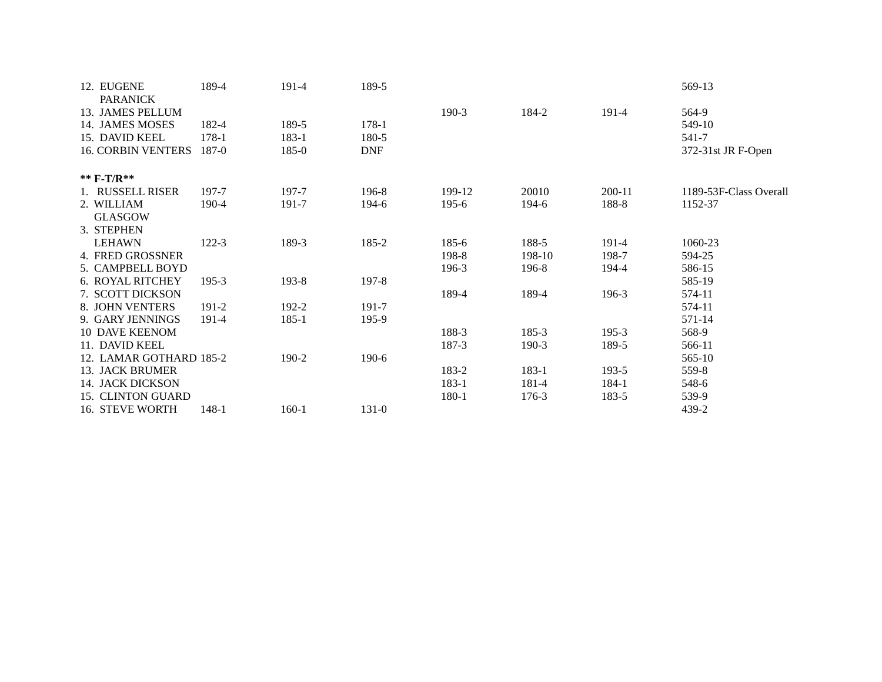| | | | | | | | |
|---|---|---|---|---|---|---|---|
| 12. EUGENE PARANICK | 189-4 | 191-4 | 189-5 | | | | 569-13 |
| 13. JAMES PELLUM | | | | 190-3 | 184-2 | 191-4 | 564-9 |
| 14. JAMES MOSES | 182-4 | 189-5 | 178-1 | | | | 549-10 |
| 15. DAVID KEEL | 178-1 | 183-1 | 180-5 | | | | 541-7 |
| 16. CORBIN VENTERS | 187-0 | 185-0 | DNF | | | | 372-31st JR F-Open |

**** F-T/R****

| | | | | | | | |
|---|---|---|---|---|---|---|---|
| 1. RUSSELL RISER | 197-7 | 197-7 | 196-8 | 199-12 | 20010 | 200-11 | 1189-53F-Class Overall |
| 2. WILLIAM GLASGOW | 190-4 | 191-7 | 194-6 | 195-6 | 194-6 | 188-8 | 1152-37 |
| 3. STEPHEN LEHAWN | 122-3 | 189-3 | 185-2 | 185-6 | 188-5 | 191-4 | 1060-23 |
| 4. FRED GROSSNER | | | | 198-8 | 198-10 | 198-7 | 594-25 |
| 5. CAMPBELL BOYD | | | | 196-3 | 196-8 | 194-4 | 586-15 |
| 6. ROYAL RITCHEY | 195-3 | 193-8 | 197-8 | | | | 585-19 |
| 7. SCOTT DICKSON | | | | 189-4 | 189-4 | 196-3 | 574-11 |
| 8. JOHN VENTERS | 191-2 | 192-2 | 191-7 | | | | 574-11 |
| 9. GARY JENNINGS | 191-4 | 185-1 | 195-9 | | | | 571-14 |
| 10 DAVE KEENOM | | | | 188-3 | 185-3 | 195-3 | 568-9 |
| 11. DAVID KEEL | | | | 187-3 | 190-3 | 189-5 | 566-11 |
| 12. LAMAR GOTHARD | 185-2 | 190-2 | 190-6 | | | | 565-10 |
| 13. JACK BRUMER | | | | 183-2 | 183-1 | 193-5 | 559-8 |
| 14. JACK DICKSON | | | | 183-1 | 181-4 | 184-1 | 548-6 |
| 15. CLINTON GUARD | | | | 180-1 | 176-3 | 183-5 | 539-9 |
| 16. STEVE WORTH | 148-1 | 160-1 | 131-0 | | | | 439-2 |